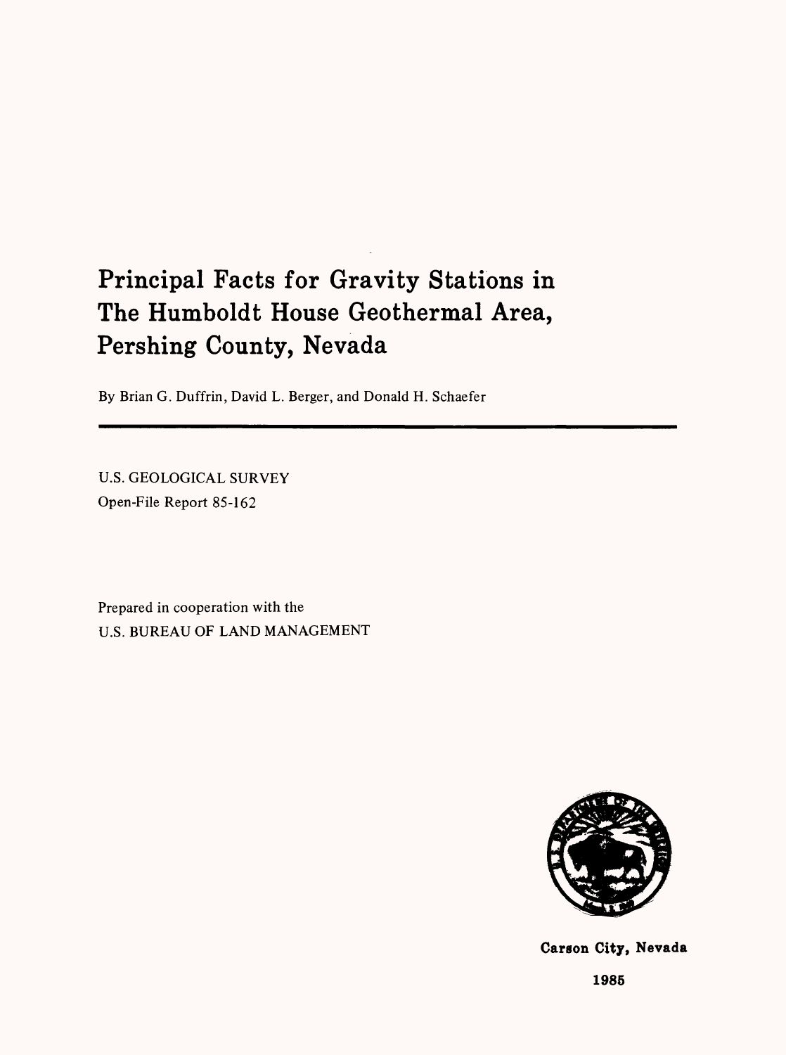# Principal Facts for Gravity Stations in The Humboldt House Geothermal Area, Pershing County, Nevada

By Brian G. Duffrin, David L. Berger, and Donald H. Schaefer

---

U.S. GEOLOGICAL SURVEY

Open-File Report 85-162

Prepared in cooperation with the

U.S. BUREAU OF LAND MANAGEMENT

**Carson City, Nevada**

**1985**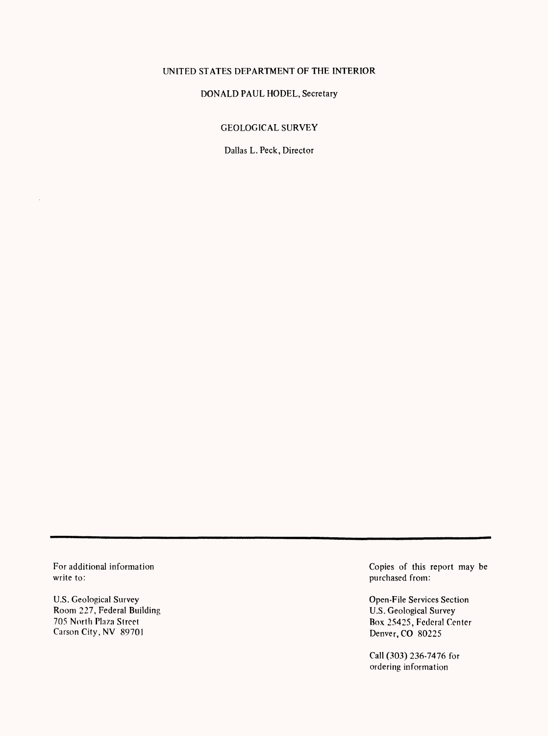UNITED STATES DEPARTMENT OF THE INTERIOR

DONALD PAUL HODEL, Secretary

GEOLOGICAL SURVEY

Dallas L. Peck, Director

---

For additional information
write to:

U.S. Geological Survey
Room 227, Federal Building
705 North Plaza Street
Carson City, NV 89701

Copies of this report may be
purchased from:

Open-File Services Section
U.S. Geological Survey
Box 25425, Federal Center
Denver, CO 80225

Call (303) 236-7476 for
ordering information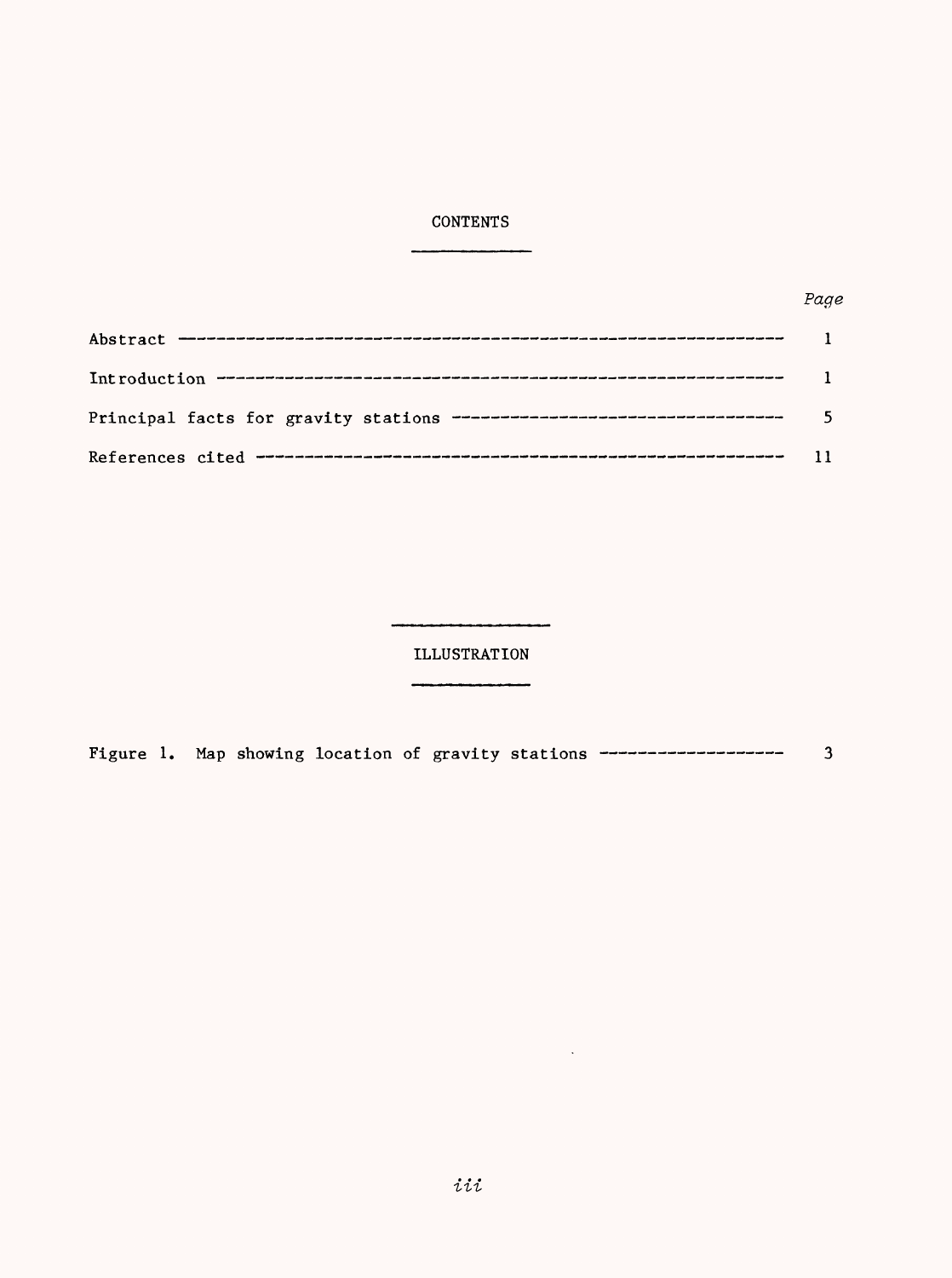# CONTENTS

| | Page |
|---|---|
| Abstract | 1 |
| Introduction | 1 |
| Principal facts for gravity stations | 5 |
| References cited | 11 |

# ILLUSTRATION

| | |
|---|---|
| Figure 1. Map showing location of gravity stations | 3 |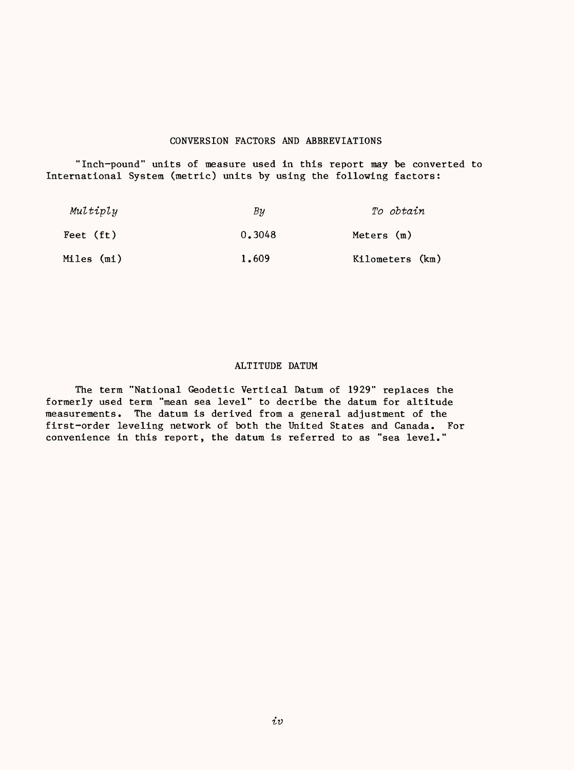## CONVERSION FACTORS AND ABBREVIATIONS

"Inch-pound" units of measure used in this report may be converted to International System (metric) units by using the following factors:

| *Multiply* | *By* | *To obtain* |
| --- | --- | --- |
| Feet (ft) | 0.3048 | Meters (m) |
| Miles (mi) | 1.609 | Kilometers (km) |

## ALTITUDE DATUM

The term "National Geodetic Vertical Datum of 1929" replaces the formerly used term "mean sea level" to decribe the datum for altitude measurements. The datum is derived from a general adjustment of the first-order leveling network of both the United States and Canada. For convenience in this report, the datum is referred to as "sea level."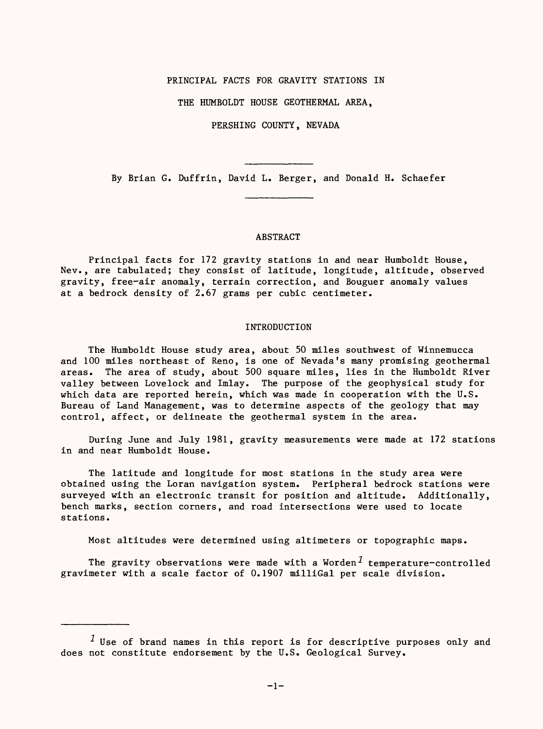# PRINCIPAL FACTS FOR GRAVITY STATIONS IN THE HUMBOLDT HOUSE GEOTHERMAL AREA, PERSHING COUNTY, NEVADA

By Brian G. Duffrin, David L. Berger, and Donald H. Schaefer

## ABSTRACT

Principal facts for 172 gravity stations in and near Humboldt House, Nev., are tabulated; they consist of latitude, longitude, altitude, observed gravity, free-air anomaly, terrain correction, and Bouguer anomaly values at a bedrock density of 2.67 grams per cubic centimeter.

## INTRODUCTION

The Humboldt House study area, about 50 miles southwest of Winnemucca and 100 miles northeast of Reno, is one of Nevada's many promising geothermal areas. The area of study, about 500 square miles, lies in the Humboldt River valley between Lovelock and Imlay. The purpose of the geophysical study for which data are reported herein, which was made in cooperation with the U.S. Bureau of Land Management, was to determine aspects of the geology that may control, affect, or delineate the geothermal system in the area.

During June and July 1981, gravity measurements were made at 172 stations in and near Humboldt House.

The latitude and longitude for most stations in the study area were obtained using the Loran navigation system. Peripheral bedrock stations were surveyed with an electronic transit for position and altitude. Additionally, bench marks, section corners, and road intersections were used to locate stations.

Most altitudes were determined using altimeters or topographic maps.

The gravity observations were made with a Worden[1] temperature-controlled gravimeter with a scale factor of 0.1907 milliGal per scale division.

---

[1] Use of brand names in this report is for descriptive purposes only and does not constitute endorsement by the U.S. Geological Survey.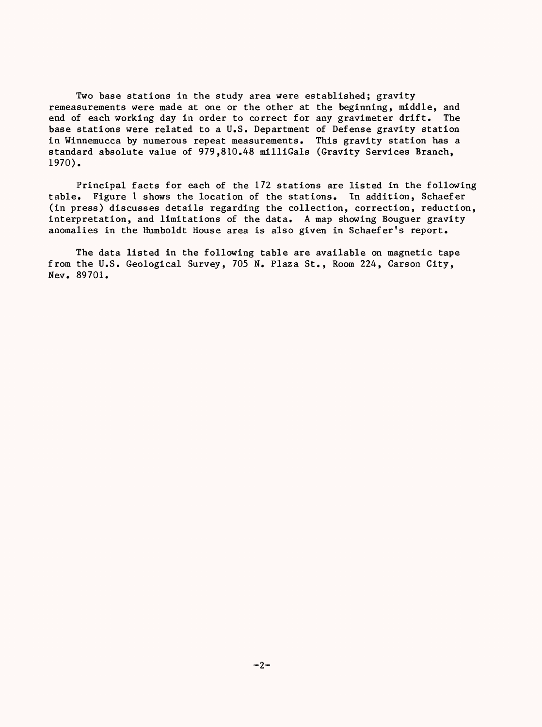Two base stations in the study area were established; gravity remeasurements were made at one or the other at the beginning, middle, and end of each working day in order to correct for any gravimeter drift. The base stations were related to a U.S. Department of Defense gravity station in Winnemucca by numerous repeat measurements. This gravity station has a standard absolute value of 979,810.48 milliGals (Gravity Services Branch, 1970).

Principal facts for each of the 172 stations are listed in the following table. Figure 1 shows the location of the stations. In addition, Schaefer (in press) discusses details regarding the collection, correction, reduction, interpretation, and limitations of the data. A map showing Bouguer gravity anomalies in the Humboldt House area is also given in Schaefer's report.

The data listed in the following table are available on magnetic tape from the U.S. Geological Survey, 705 N. Plaza St., Room 224, Carson City, Nev. 89701.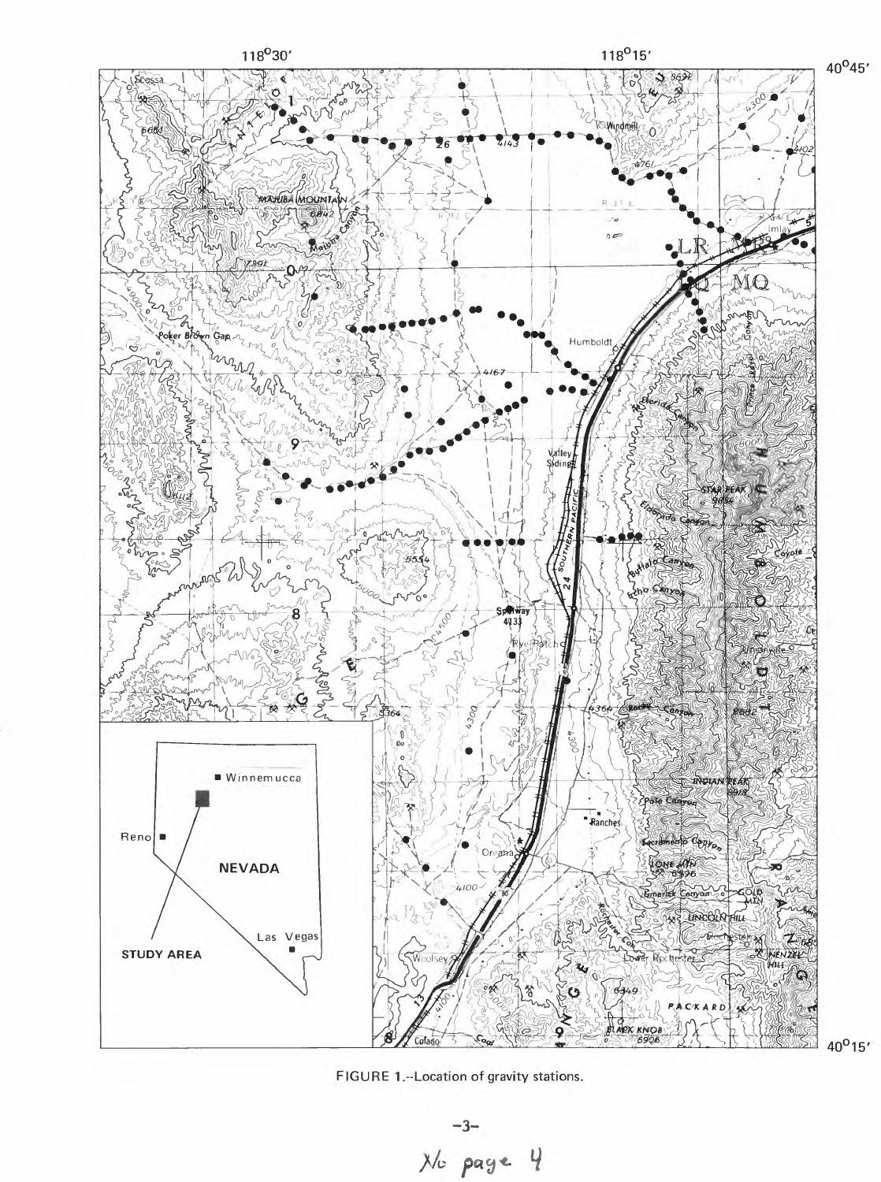FIGURE 1.--Location of gravity stations.

No page 4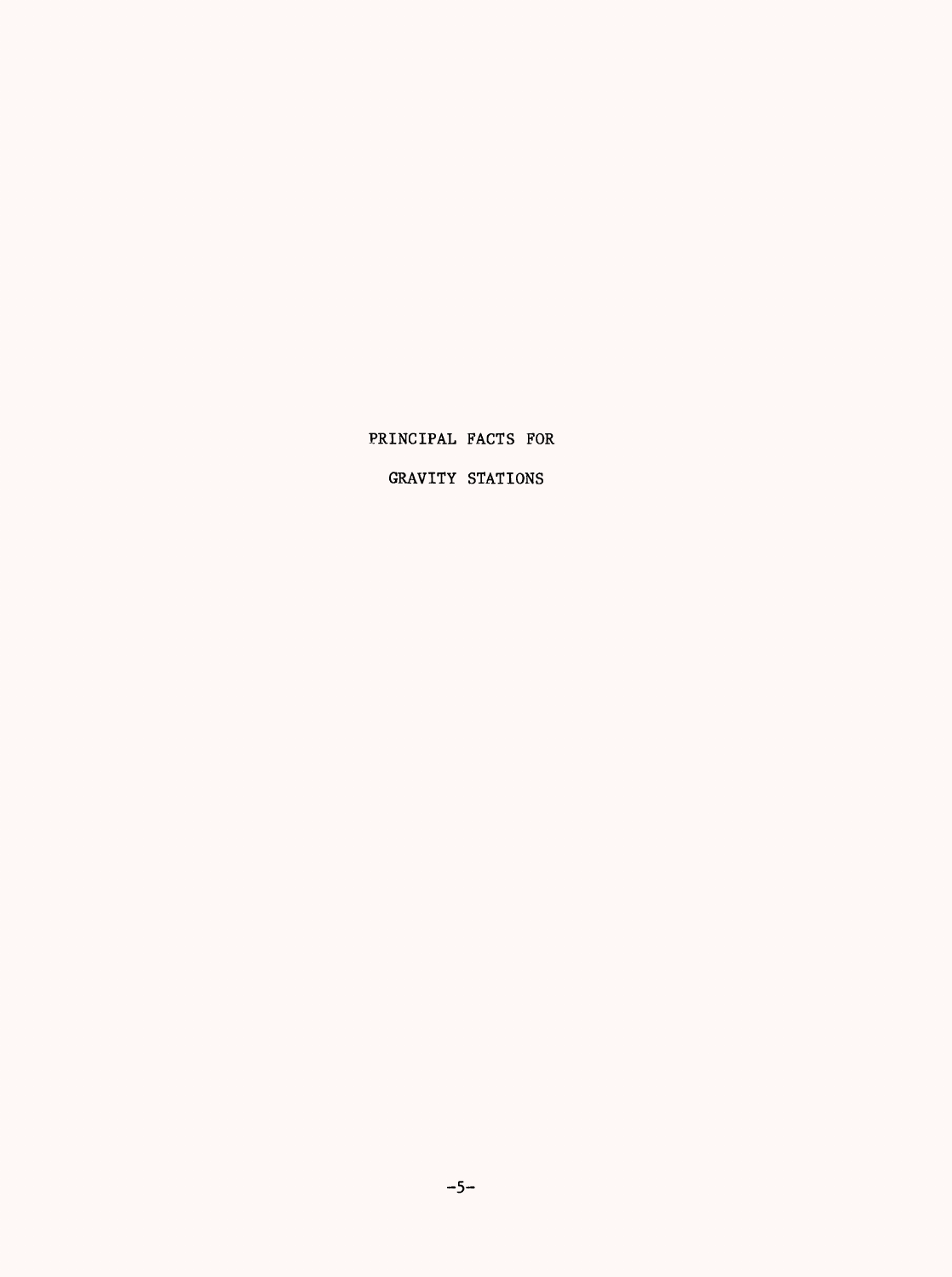# PRINCIPAL FACTS FOR GRAVITY STATIONS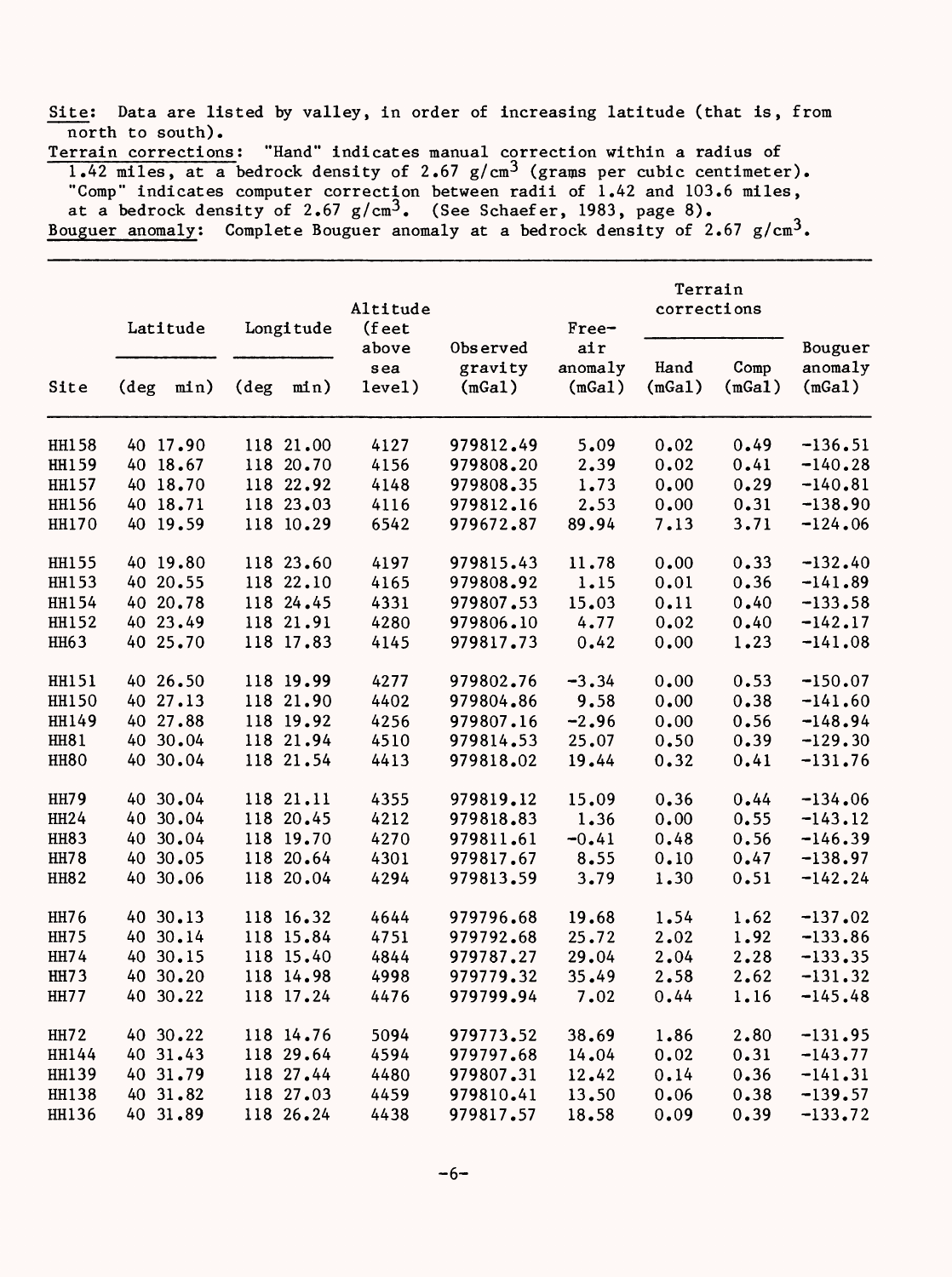Site: Data are listed by valley, in order of increasing latitude (that is, from north to south).

Terrain corrections: "Hand" indicates manual correction within a radius of 1.42 miles, at a bedrock density of 2.67 g/cm$^3$ (grams per cubic centimeter). "Comp" indicates computer correction between radii of 1.42 and 103.6 miles, at a bedrock density of 2.67 g/cm$^3$. (See Schaefer, 1983, page 8).

Bouguer anomaly: Complete Bouguer anomaly at a bedrock density of 2.67 g/cm$^3$.

| Site | Latitude (deg min) | Longitude (deg min) | Altitude (feet above sea level) | Observed gravity (mGal) | Free-air anomaly (mGal) | Terrain corrections Hand (mGal) | Terrain corrections Comp (mGal) | Bouguer anomaly (mGal) |
|---|---|---|---|---|---|---|---|---|
| HH158 | 40 17.90 | 118 21.00 | 4127 | 979812.49 | 5.09 | 0.02 | 0.49 | -136.51 |
| HH159 | 40 18.67 | 118 20.70 | 4156 | 979808.20 | 2.39 | 0.02 | 0.41 | -140.28 |
| HH157 | 40 18.70 | 118 22.92 | 4148 | 979808.35 | 1.73 | 0.00 | 0.29 | -140.81 |
| HH156 | 40 18.71 | 118 23.03 | 4116 | 979812.16 | 2.53 | 0.00 | 0.31 | -138.90 |
| HH170 | 40 19.59 | 118 10.29 | 6542 | 979672.87 | 89.94 | 7.13 | 3.71 | -124.06 |
| HH155 | 40 19.80 | 118 23.60 | 4197 | 979815.43 | 11.78 | 0.00 | 0.33 | -132.40 |
| HH153 | 40 20.55 | 118 22.10 | 4165 | 979808.92 | 1.15 | 0.01 | 0.36 | -141.89 |
| HH154 | 40 20.78 | 118 24.45 | 4331 | 979807.53 | 15.03 | 0.11 | 0.40 | -133.58 |
| HH152 | 40 23.49 | 118 21.91 | 4280 | 979806.10 | 4.77 | 0.02 | 0.40 | -142.17 |
| HH63 | 40 25.70 | 118 17.83 | 4145 | 979817.73 | 0.42 | 0.00 | 1.23 | -141.08 |
| HH151 | 40 26.50 | 118 19.99 | 4277 | 979802.76 | -3.34 | 0.00 | 0.53 | -150.07 |
| HH150 | 40 27.13 | 118 21.90 | 4402 | 979804.86 | 9.58 | 0.00 | 0.38 | -141.60 |
| HH149 | 40 27.88 | 118 19.92 | 4256 | 979807.16 | -2.96 | 0.00 | 0.56 | -148.94 |
| HH81 | 40 30.04 | 118 21.94 | 4510 | 979814.53 | 25.07 | 0.50 | 0.39 | -129.30 |
| HH80 | 40 30.04 | 118 21.54 | 4413 | 979818.02 | 19.44 | 0.32 | 0.41 | -131.76 |
| HH79 | 40 30.04 | 118 21.11 | 4355 | 979819.12 | 15.09 | 0.36 | 0.44 | -134.06 |
| HH24 | 40 30.04 | 118 20.45 | 4212 | 979818.83 | 1.36 | 0.00 | 0.55 | -143.12 |
| HH83 | 40 30.04 | 118 19.70 | 4270 | 979811.61 | -0.41 | 0.48 | 0.56 | -146.39 |
| HH78 | 40 30.05 | 118 20.64 | 4301 | 979817.67 | 8.55 | 0.10 | 0.47 | -138.97 |
| HH82 | 40 30.06 | 118 20.04 | 4294 | 979813.59 | 3.79 | 1.30 | 0.51 | -142.24 |
| HH76 | 40 30.13 | 118 16.32 | 4644 | 979796.68 | 19.68 | 1.54 | 1.62 | -137.02 |
| HH75 | 40 30.14 | 118 15.84 | 4751 | 979792.68 | 25.72 | 2.02 | 1.92 | -133.86 |
| HH74 | 40 30.15 | 118 15.40 | 4844 | 979787.27 | 29.04 | 2.04 | 2.28 | -133.35 |
| HH73 | 40 30.20 | 118 14.98 | 4998 | 979779.32 | 35.49 | 2.58 | 2.62 | -131.32 |
| HH77 | 40 30.22 | 118 17.24 | 4476 | 979799.94 | 7.02 | 0.44 | 1.16 | -145.48 |
| HH72 | 40 30.22 | 118 14.76 | 5094 | 979773.52 | 38.69 | 1.86 | 2.80 | -131.95 |
| HH144 | 40 31.43 | 118 29.64 | 4594 | 979797.68 | 14.04 | 0.02 | 0.31 | -143.77 |
| HH139 | 40 31.79 | 118 27.44 | 4480 | 979807.31 | 12.42 | 0.14 | 0.36 | -141.31 |
| HH138 | 40 31.82 | 118 27.03 | 4459 | 979810.41 | 13.50 | 0.06 | 0.38 | -139.57 |
| HH136 | 40 31.89 | 118 26.24 | 4438 | 979817.57 | 18.58 | 0.09 | 0.39 | -133.72 |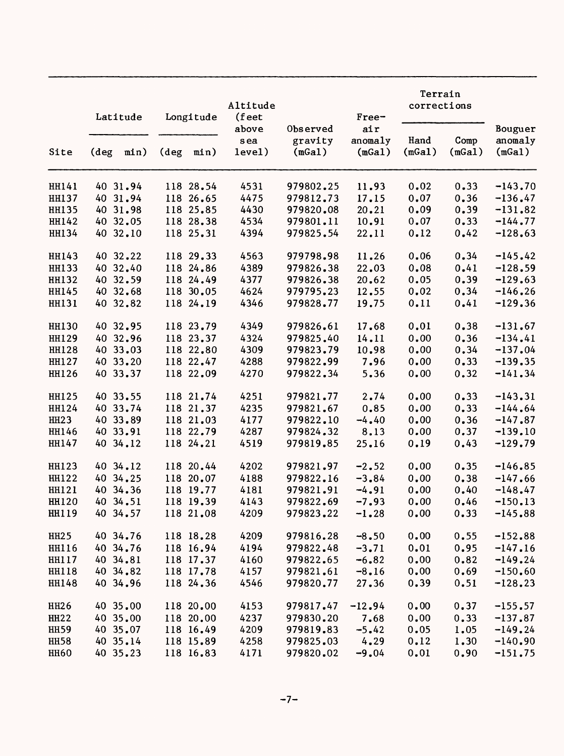| Site | Latitude | | Longitude | | Altitude (feet above sea level) | Observed gravity (mGal) | Free-air anomaly (mGal) | Terrain corrections | | Bouguer anomaly (mGal) |
|---|---|---|---|---|---|---|---|---|---|---|
| | (deg | min) | (deg | min) | | | | Hand (mGal) | Comp (mGal) | |
| HH141 | 40 | 31.94 | 118 | 28.54 | 4531 | 979802.25 | 11.93 | 0.02 | 0.33 | -143.70 |
| HH137 | 40 | 31.94 | 118 | 26.65 | 4475 | 979812.73 | 17.15 | 0.07 | 0.36 | -136.47 |
| HH135 | 40 | 31.98 | 118 | 25.85 | 4430 | 979820.08 | 20.21 | 0.09 | 0.39 | -131.82 |
| HH142 | 40 | 32.05 | 118 | 28.38 | 4534 | 979801.11 | 10.91 | 0.07 | 0.33 | -144.77 |
| HH134 | 40 | 32.10 | 118 | 25.31 | 4394 | 979825.54 | 22.11 | 0.12 | 0.42 | -128.63 |
| HH143 | 40 | 32.22 | 118 | 29.33 | 4563 | 979798.98 | 11.26 | 0.06 | 0.34 | -145.42 |
| HH133 | 40 | 32.40 | 118 | 24.86 | 4389 | 979826.38 | 22.03 | 0.08 | 0.41 | -128.59 |
| HH132 | 40 | 32.59 | 118 | 24.49 | 4377 | 979826.38 | 20.62 | 0.05 | 0.39 | -129.63 |
| HH145 | 40 | 32.68 | 118 | 30.05 | 4624 | 979795.23 | 12.55 | 0.02 | 0.34 | -146.26 |
| HH131 | 40 | 32.82 | 118 | 24.19 | 4346 | 979828.77 | 19.75 | 0.11 | 0.41 | -129.36 |
| HH130 | 40 | 32.95 | 118 | 23.79 | 4349 | 979826.61 | 17.68 | 0.01 | 0.38 | -131.67 |
| HH129 | 40 | 32.96 | 118 | 23.37 | 4324 | 979825.40 | 14.11 | 0.00 | 0.36 | -134.41 |
| HH128 | 40 | 33.03 | 118 | 22.80 | 4309 | 979823.79 | 10.98 | 0.00 | 0.34 | -137.04 |
| HH127 | 40 | 33.20 | 118 | 22.47 | 4288 | 979822.99 | 7.96 | 0.00 | 0.33 | -139.35 |
| HH126 | 40 | 33.37 | 118 | 22.09 | 4270 | 979822.34 | 5.36 | 0.00 | 0.32 | -141.34 |
| HH125 | 40 | 33.55 | 118 | 21.74 | 4251 | 979821.77 | 2.74 | 0.00 | 0.33 | -143.31 |
| HH124 | 40 | 33.74 | 118 | 21.37 | 4235 | 979821.67 | 0.85 | 0.00 | 0.33 | -144.64 |
| HH23 | 40 | 33.89 | 118 | 21.03 | 4177 | 979822.10 | -4.40 | 0.00 | 0.36 | -147.87 |
| HH146 | 40 | 33.91 | 118 | 22.79 | 4287 | 979824.32 | 8.13 | 0.00 | 0.37 | -139.10 |
| HH147 | 40 | 34.12 | 118 | 24.21 | 4519 | 979819.85 | 25.16 | 0.19 | 0.43 | -129.79 |
| HH123 | 40 | 34.12 | 118 | 20.44 | 4202 | 979821.97 | -2.52 | 0.00 | 0.35 | -146.85 |
| HH122 | 40 | 34.25 | 118 | 20.07 | 4188 | 979822.16 | -3.84 | 0.00 | 0.38 | -147.66 |
| HH121 | 40 | 34.36 | 118 | 19.77 | 4181 | 979821.91 | -4.91 | 0.00 | 0.40 | -148.47 |
| HH120 | 40 | 34.51 | 118 | 19.39 | 4143 | 979822.69 | -7.93 | 0.00 | 0.46 | -150.13 |
| HH119 | 40 | 34.57 | 118 | 21.08 | 4209 | 979823.22 | -1.28 | 0.00 | 0.33 | -145.88 |
| HH25 | 40 | 34.76 | 118 | 18.28 | 4209 | 979816.28 | -8.50 | 0.00 | 0.55 | -152.88 |
| HH116 | 40 | 34.76 | 118 | 16.94 | 4194 | 979822.48 | -3.71 | 0.01 | 0.95 | -147.16 |
| HH117 | 40 | 34.81 | 118 | 17.37 | 4160 | 979822.65 | -6.82 | 0.00 | 0.82 | -149.24 |
| HH118 | 40 | 34.82 | 118 | 17.78 | 4157 | 979821.61 | -8.16 | 0.00 | 0.69 | -150.60 |
| HH148 | 40 | 34.96 | 118 | 24.36 | 4546 | 979820.77 | 27.36 | 0.39 | 0.51 | -128.23 |
| HH26 | 40 | 35.00 | 118 | 20.00 | 4153 | 979817.47 | -12.94 | 0.00 | 0.37 | -155.57 |
| HH22 | 40 | 35.00 | 118 | 20.00 | 4237 | 979830.20 | 7.68 | 0.00 | 0.33 | -137.87 |
| HH59 | 40 | 35.07 | 118 | 16.49 | 4209 | 979819.83 | -5.42 | 0.05 | 1.05 | -149.24 |
| HH58 | 40 | 35.14 | 118 | 15.89 | 4258 | 979825.03 | 4.29 | 0.12 | 1.30 | -140.90 |
| HH60 | 40 | 35.23 | 118 | 16.83 | 4171 | 979820.02 | -9.04 | 0.01 | 0.90 | -151.75 |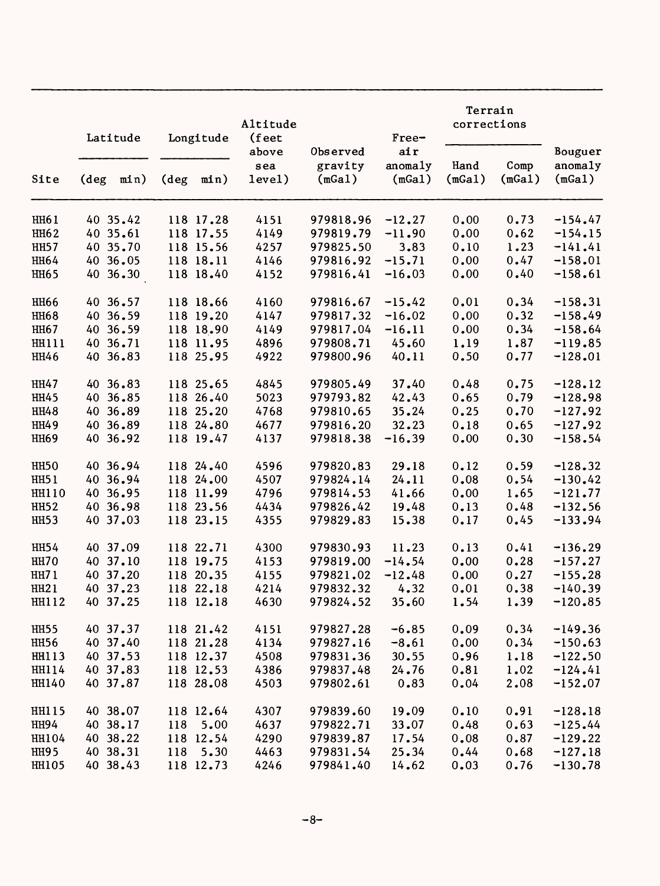| Site | Latitude | | Longitude | | Altitude (feet above sea level) | Observed gravity (mGal) | Free-air anomaly (mGal) | Terrain corrections | | Bouguer anomaly (mGal) |
|---|---|---|---|---|---|---|---|---|---|---|
| | (deg | min) | (deg | min) | | | | Hand (mGal) | Comp (mGal) | |
| HH61 | 40 | 35.42 | 118 | 17.28 | 4151 | 979818.96 | -12.27 | 0.00 | 0.73 | -154.47 |
| HH62 | 40 | 35.61 | 118 | 17.55 | 4149 | 979819.79 | -11.90 | 0.00 | 0.62 | -154.15 |
| HH57 | 40 | 35.70 | 118 | 15.56 | 4257 | 979825.50 | 3.83 | 0.10 | 1.23 | -141.41 |
| HH64 | 40 | 36.05 | 118 | 18.11 | 4146 | 979816.92 | -15.71 | 0.00 | 0.47 | -158.01 |
| HH65 | 40 | 36.30 | 118 | 18.40 | 4152 | 979816.41 | -16.03 | 0.00 | 0.40 | -158.61 |
| HH66 | 40 | 36.57 | 118 | 18.66 | 4160 | 979816.67 | -15.42 | 0.01 | 0.34 | -158.31 |
| HH68 | 40 | 36.59 | 118 | 19.20 | 4147 | 979817.32 | -16.02 | 0.00 | 0.32 | -158.49 |
| HH67 | 40 | 36.59 | 118 | 18.90 | 4149 | 979817.04 | -16.11 | 0.00 | 0.34 | -158.64 |
| HH111 | 40 | 36.71 | 118 | 11.95 | 4896 | 979808.71 | 45.60 | 1.19 | 1.87 | -119.85 |
| HH46 | 40 | 36.83 | 118 | 25.95 | 4922 | 979800.96 | 40.11 | 0.50 | 0.77 | -128.01 |
| HH47 | 40 | 36.83 | 118 | 25.65 | 4845 | 979805.49 | 37.40 | 0.48 | 0.75 | -128.12 |
| HH45 | 40 | 36.85 | 118 | 26.40 | 5023 | 979793.82 | 42.43 | 0.65 | 0.79 | -128.98 |
| HH48 | 40 | 36.89 | 118 | 25.20 | 4768 | 979810.65 | 35.24 | 0.25 | 0.70 | -127.92 |
| HH49 | 40 | 36.89 | 118 | 24.80 | 4677 | 979816.20 | 32.23 | 0.18 | 0.65 | -127.92 |
| HH69 | 40 | 36.92 | 118 | 19.47 | 4137 | 979818.38 | -16.39 | 0.00 | 0.30 | -158.54 |
| HH50 | 40 | 36.94 | 118 | 24.40 | 4596 | 979820.83 | 29.18 | 0.12 | 0.59 | -128.32 |
| HH51 | 40 | 36.94 | 118 | 24.00 | 4507 | 979824.14 | 24.11 | 0.08 | 0.54 | -130.42 |
| HH110 | 40 | 36.95 | 118 | 11.99 | 4796 | 979814.53 | 41.66 | 0.00 | 1.65 | -121.77 |
| HH52 | 40 | 36.98 | 118 | 23.56 | 4434 | 979826.42 | 19.48 | 0.13 | 0.48 | -132.56 |
| HH53 | 40 | 37.03 | 118 | 23.15 | 4355 | 979829.83 | 15.38 | 0.17 | 0.45 | -133.94 |
| HH54 | 40 | 37.09 | 118 | 22.71 | 4300 | 979830.93 | 11.23 | 0.13 | 0.41 | -136.29 |
| HH70 | 40 | 37.10 | 118 | 19.75 | 4153 | 979819.00 | -14.54 | 0.00 | 0.28 | -157.27 |
| HH71 | 40 | 37.20 | 118 | 20.35 | 4155 | 979821.02 | -12.48 | 0.00 | 0.27 | -155.28 |
| HH21 | 40 | 37.23 | 118 | 22.18 | 4214 | 979832.32 | 4.32 | 0.01 | 0.38 | -140.39 |
| HH112 | 40 | 37.25 | 118 | 12.18 | 4630 | 979824.52 | 35.60 | 1.54 | 1.39 | -120.85 |
| HH55 | 40 | 37.37 | 118 | 21.42 | 4151 | 979827.28 | -6.85 | 0.09 | 0.34 | -149.36 |
| HH56 | 40 | 37.40 | 118 | 21.28 | 4134 | 979827.16 | -8.61 | 0.00 | 0.34 | -150.63 |
| HH113 | 40 | 37.53 | 118 | 12.37 | 4508 | 979831.36 | 30.55 | 0.96 | 1.18 | -122.50 |
| HH114 | 40 | 37.83 | 118 | 12.53 | 4386 | 979837.48 | 24.76 | 0.81 | 1.02 | -124.41 |
| HH140 | 40 | 37.87 | 118 | 28.08 | 4503 | 979802.61 | 0.83 | 0.04 | 2.08 | -152.07 |
| HH115 | 40 | 38.07 | 118 | 12.64 | 4307 | 979839.60 | 19.09 | 0.10 | 0.91 | -128.18 |
| HH94 | 40 | 38.17 | 118 | 5.00 | 4637 | 979822.71 | 33.07 | 0.48 | 0.63 | -125.44 |
| HH104 | 40 | 38.22 | 118 | 12.54 | 4290 | 979839.87 | 17.54 | 0.08 | 0.87 | -129.22 |
| HH95 | 40 | 38.31 | 118 | 5.30 | 4463 | 979831.54 | 25.34 | 0.44 | 0.68 | -127.18 |
| HH105 | 40 | 38.43 | 118 | 12.73 | 4246 | 979841.40 | 14.62 | 0.03 | 0.76 | -130.78 |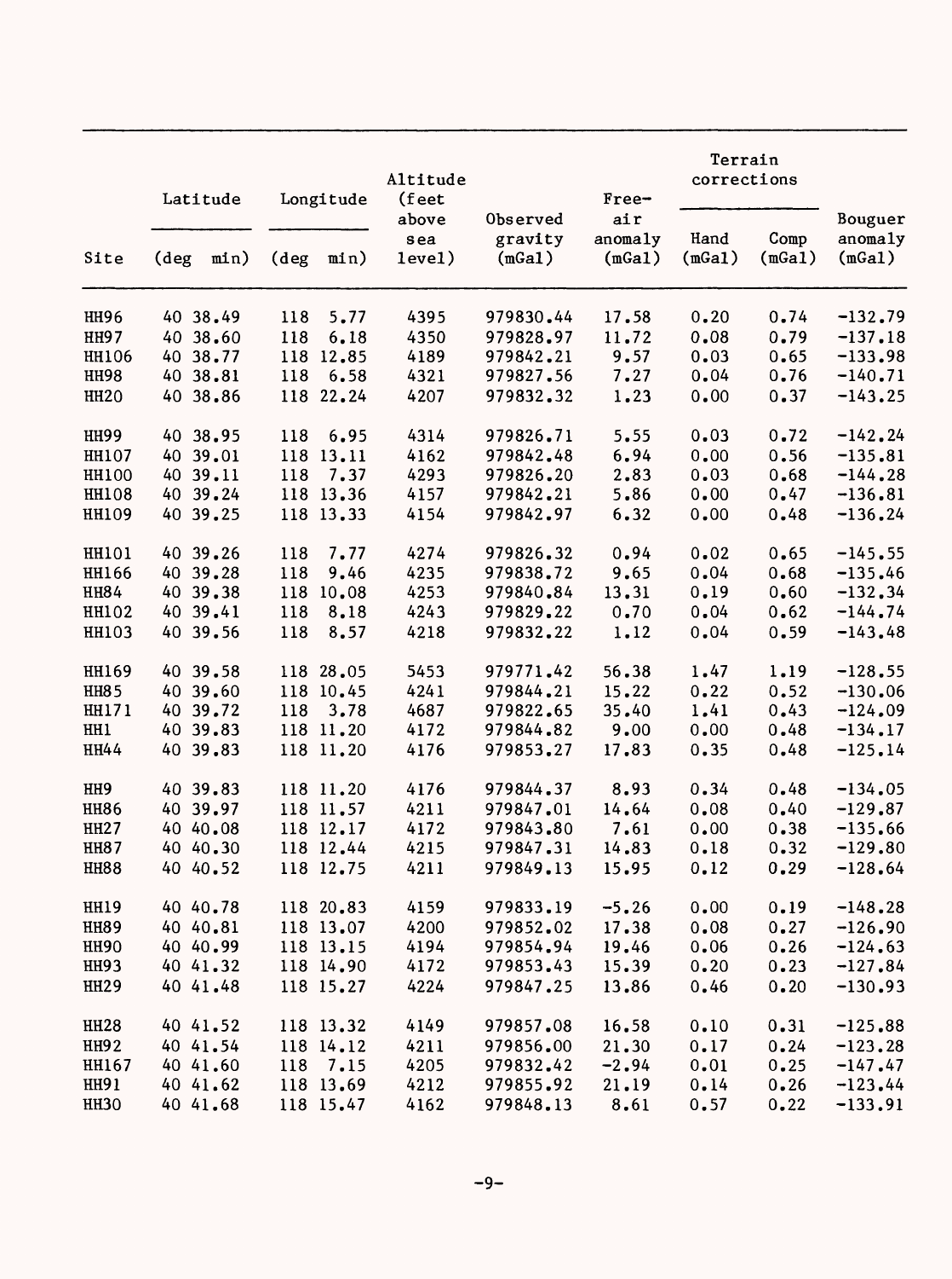| Site | Latitude | | Longitude | | Altitude (feet above sea level) | Observed gravity (mGal) | Free-air anomaly (mGal) | Terrain corrections | | Bouguer anomaly (mGal) |
|---|---|---|---|---|---|---|---|---|---|---|
| | (deg | min) | (deg | min) | | | | Hand (mGal) | Comp (mGal) | |
| HH96 | 40 | 38.49 | 118 | 5.77 | 4395 | 979830.44 | 17.58 | 0.20 | 0.74 | -132.79 |
| HH97 | 40 | 38.60 | 118 | 6.18 | 4350 | 979828.97 | 11.72 | 0.08 | 0.79 | -137.18 |
| HH106 | 40 | 38.77 | 118 | 12.85 | 4189 | 979842.21 | 9.57 | 0.03 | 0.65 | -133.98 |
| HH98 | 40 | 38.81 | 118 | 6.58 | 4321 | 979827.56 | 7.27 | 0.04 | 0.76 | -140.71 |
| HH20 | 40 | 38.86 | 118 | 22.24 | 4207 | 979832.32 | 1.23 | 0.00 | 0.37 | -143.25 |
| HH99 | 40 | 38.95 | 118 | 6.95 | 4314 | 979826.71 | 5.55 | 0.03 | 0.72 | -142.24 |
| HH107 | 40 | 39.01 | 118 | 13.11 | 4162 | 979842.48 | 6.94 | 0.00 | 0.56 | -135.81 |
| HH100 | 40 | 39.11 | 118 | 7.37 | 4293 | 979826.20 | 2.83 | 0.03 | 0.68 | -144.28 |
| HH108 | 40 | 39.24 | 118 | 13.36 | 4157 | 979842.21 | 5.86 | 0.00 | 0.47 | -136.81 |
| HH109 | 40 | 39.25 | 118 | 13.33 | 4154 | 979842.97 | 6.32 | 0.00 | 0.48 | -136.24 |
| HH101 | 40 | 39.26 | 118 | 7.77 | 4274 | 979826.32 | 0.94 | 0.02 | 0.65 | -145.55 |
| HH166 | 40 | 39.28 | 118 | 9.46 | 4235 | 979838.72 | 9.65 | 0.04 | 0.68 | -135.46 |
| HH84 | 40 | 39.38 | 118 | 10.08 | 4253 | 979840.84 | 13.31 | 0.19 | 0.60 | -132.34 |
| HH102 | 40 | 39.41 | 118 | 8.18 | 4243 | 979829.22 | 0.70 | 0.04 | 0.62 | -144.74 |
| HH103 | 40 | 39.56 | 118 | 8.57 | 4218 | 979832.22 | 1.12 | 0.04 | 0.59 | -143.48 |
| HH169 | 40 | 39.58 | 118 | 28.05 | 5453 | 979771.42 | 56.38 | 1.47 | 1.19 | -128.55 |
| HH85 | 40 | 39.60 | 118 | 10.45 | 4241 | 979844.21 | 15.22 | 0.22 | 0.52 | -130.06 |
| HH171 | 40 | 39.72 | 118 | 3.78 | 4687 | 979822.65 | 35.40 | 1.41 | 0.43 | -124.09 |
| HH1 | 40 | 39.83 | 118 | 11.20 | 4172 | 979844.82 | 9.00 | 0.00 | 0.48 | -134.17 |
| HH44 | 40 | 39.83 | 118 | 11.20 | 4176 | 979853.27 | 17.83 | 0.35 | 0.48 | -125.14 |
| HH9 | 40 | 39.83 | 118 | 11.20 | 4176 | 979844.37 | 8.93 | 0.34 | 0.48 | -134.05 |
| HH86 | 40 | 39.97 | 118 | 11.57 | 4211 | 979847.01 | 14.64 | 0.08 | 0.40 | -129.87 |
| HH27 | 40 | 40.08 | 118 | 12.17 | 4172 | 979843.80 | 7.61 | 0.00 | 0.38 | -135.66 |
| HH87 | 40 | 40.30 | 118 | 12.44 | 4215 | 979847.31 | 14.83 | 0.18 | 0.32 | -129.80 |
| HH88 | 40 | 40.52 | 118 | 12.75 | 4211 | 979849.13 | 15.95 | 0.12 | 0.29 | -128.64 |
| HH19 | 40 | 40.78 | 118 | 20.83 | 4159 | 979833.19 | -5.26 | 0.00 | 0.19 | -148.28 |
| HH89 | 40 | 40.81 | 118 | 13.07 | 4200 | 979852.02 | 17.38 | 0.08 | 0.27 | -126.90 |
| HH90 | 40 | 40.99 | 118 | 13.15 | 4194 | 979854.94 | 19.46 | 0.06 | 0.26 | -124.63 |
| HH93 | 40 | 41.32 | 118 | 14.90 | 4172 | 979853.43 | 15.39 | 0.20 | 0.23 | -127.84 |
| HH29 | 40 | 41.48 | 118 | 15.27 | 4224 | 979847.25 | 13.86 | 0.46 | 0.20 | -130.93 |
| HH28 | 40 | 41.52 | 118 | 13.32 | 4149 | 979857.08 | 16.58 | 0.10 | 0.31 | -125.88 |
| HH92 | 40 | 41.54 | 118 | 14.12 | 4211 | 979856.00 | 21.30 | 0.17 | 0.24 | -123.28 |
| HH167 | 40 | 41.60 | 118 | 7.15 | 4205 | 979832.42 | -2.94 | 0.01 | 0.25 | -147.47 |
| HH91 | 40 | 41.62 | 118 | 13.69 | 4212 | 979855.92 | 21.19 | 0.14 | 0.26 | -123.44 |
| HH30 | 40 | 41.68 | 118 | 15.47 | 4162 | 979848.13 | 8.61 | 0.57 | 0.22 | -133.91 |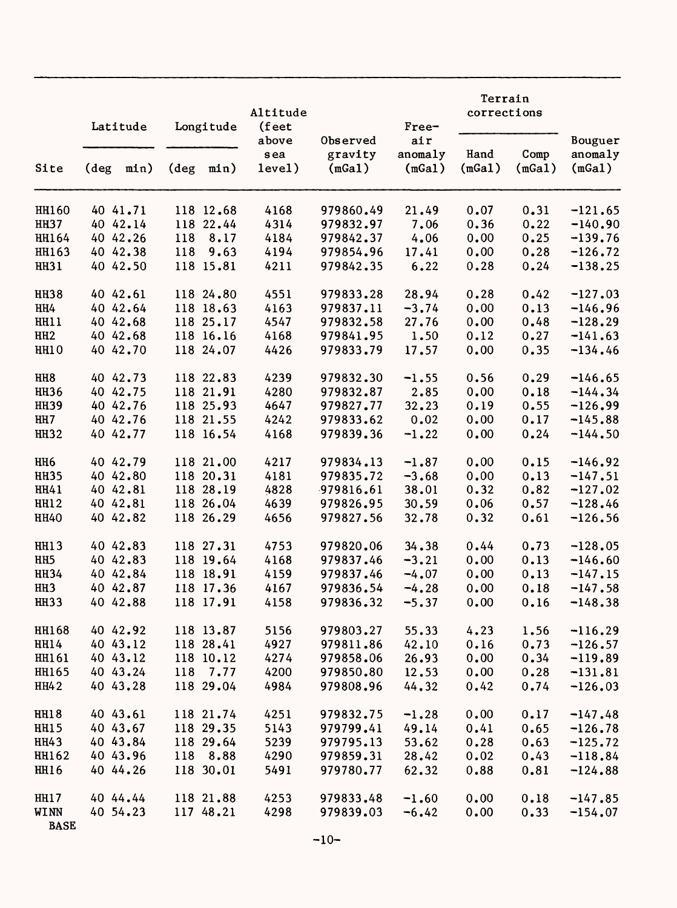| Site | Latitude (deg min) | Longitude (deg min) | Altitude (feet above sea level) | Observed gravity (mGal) | Free-air anomaly (mGal) | Terrain corrections Hand (mGal) | Terrain corrections Comp (mGal) | Bouguer anomaly (mGal) |
|---|---|---|---|---|---|---|---|---|
| HH160 | 40 41.71 | 118 12.68 | 4168 | 979860.49 | 21.49 | 0.07 | 0.31 | -121.65 |
| HH37 | 40 42.14 | 118 22.44 | 4314 | 979832.97 | 7.06 | 0.36 | 0.22 | -140.90 |
| HH164 | 40 42.26 | 118 8.17 | 4184 | 979842.37 | 4.06 | 0.00 | 0.25 | -139.76 |
| HH163 | 40 42.38 | 118 9.63 | 4194 | 979854.96 | 17.41 | 0.00 | 0.28 | -126.72 |
| HH31 | 40 42.50 | 118 15.81 | 4211 | 979842.35 | 6.22 | 0.28 | 0.24 | -138.25 |
| HH38 | 40 42.61 | 118 24.80 | 4551 | 979833.28 | 28.94 | 0.28 | 0.42 | -127.03 |
| HH4 | 40 42.64 | 118 18.63 | 4163 | 979837.11 | -3.74 | 0.00 | 0.13 | -146.96 |
| HH11 | 40 42.68 | 118 25.17 | 4547 | 979832.58 | 27.76 | 0.00 | 0.48 | -128.29 |
| HH2 | 40 42.68 | 118 16.16 | 4168 | 979841.95 | 1.50 | 0.12 | 0.27 | -141.63 |
| HH10 | 40 42.70 | 118 24.07 | 4426 | 979833.79 | 17.57 | 0.00 | 0.35 | -134.46 |
| HH8 | 40 42.73 | 118 22.83 | 4239 | 979832.30 | -1.55 | 0.56 | 0.29 | -146.65 |
| HH36 | 40 42.75 | 118 21.91 | 4280 | 979832.87 | 2.85 | 0.00 | 0.18 | -144.34 |
| HH39 | 40 42.76 | 118 25.93 | 4647 | 979827.77 | 32.23 | 0.19 | 0.55 | -126.99 |
| HH7 | 40 42.76 | 118 21.55 | 4242 | 979833.62 | 0.02 | 0.00 | 0.17 | -145.88 |
| HH32 | 40 42.77 | 118 16.54 | 4168 | 979839.36 | -1.22 | 0.00 | 0.24 | -144.50 |
| HH6 | 40 42.79 | 118 21.00 | 4217 | 979834.13 | -1.87 | 0.00 | 0.15 | -146.92 |
| HH35 | 40 42.80 | 118 20.31 | 4181 | 979835.72 | -3.68 | 0.00 | 0.13 | -147.51 |
| HH41 | 40 42.81 | 118 28.19 | 4828 | 979816.61 | 38.01 | 0.32 | 0.82 | -127.02 |
| HH12 | 40 42.81 | 118 26.04 | 4639 | 979826.95 | 30.59 | 0.06 | 0.57 | -128.46 |
| HH40 | 40 42.82 | 118 26.29 | 4656 | 979827.56 | 32.78 | 0.32 | 0.61 | -126.56 |
| HH13 | 40 42.83 | 118 27.31 | 4753 | 979820.06 | 34.38 | 0.44 | 0.73 | -128.05 |
| HH5 | 40 42.83 | 118 19.64 | 4168 | 979837.46 | -3.21 | 0.00 | 0.13 | -146.60 |
| HH34 | 40 42.84 | 118 18.91 | 4159 | 979837.46 | -4.07 | 0.00 | 0.13 | -147.15 |
| HH3 | 40 42.87 | 118 17.36 | 4167 | 979836.54 | -4.28 | 0.00 | 0.18 | -147.58 |
| HH33 | 40 42.88 | 118 17.91 | 4158 | 979836.32 | -5.37 | 0.00 | 0.16 | -148.38 |
| HH168 | 40 42.92 | 118 13.87 | 5156 | 979803.27 | 55.33 | 4.23 | 1.56 | -116.29 |
| HH14 | 40 43.12 | 118 28.41 | 4927 | 979811.86 | 42.10 | 0.16 | 0.73 | -126.57 |
| HH161 | 40 43.12 | 118 10.12 | 4274 | 979858.06 | 26.93 | 0.00 | 0.34 | -119.89 |
| HH165 | 40 43.24 | 118 7.77 | 4200 | 979850.80 | 12.53 | 0.00 | 0.28 | -131.81 |
| HH42 | 40 43.28 | 118 29.04 | 4984 | 979808.96 | 44.32 | 0.42 | 0.74 | -126.03 |
| HH18 | 40 43.61 | 118 21.74 | 4251 | 979832.75 | -1.28 | 0.00 | 0.17 | -147.48 |
| HH15 | 40 43.67 | 118 29.35 | 5143 | 979799.41 | 49.14 | 0.41 | 0.65 | -126.78 |
| HH43 | 40 43.84 | 118 29.64 | 5239 | 979795.13 | 53.62 | 0.28 | 0.63 | -125.72 |
| HH162 | 40 43.96 | 118 8.88 | 4290 | 979859.31 | 28.42 | 0.02 | 0.43 | -118.84 |
| HH16 | 40 44.26 | 118 30.01 | 5491 | 979780.77 | 62.32 | 0.88 | 0.81 | -124.88 |
| HH17 | 40 44.44 | 118 21.88 | 4253 | 979833.48 | -1.60 | 0.00 | 0.18 | -147.85 |
| WINN BASE | 40 54.23 | 117 48.21 | 4298 | 979839.03 | -6.42 | 0.00 | 0.33 | -154.07 |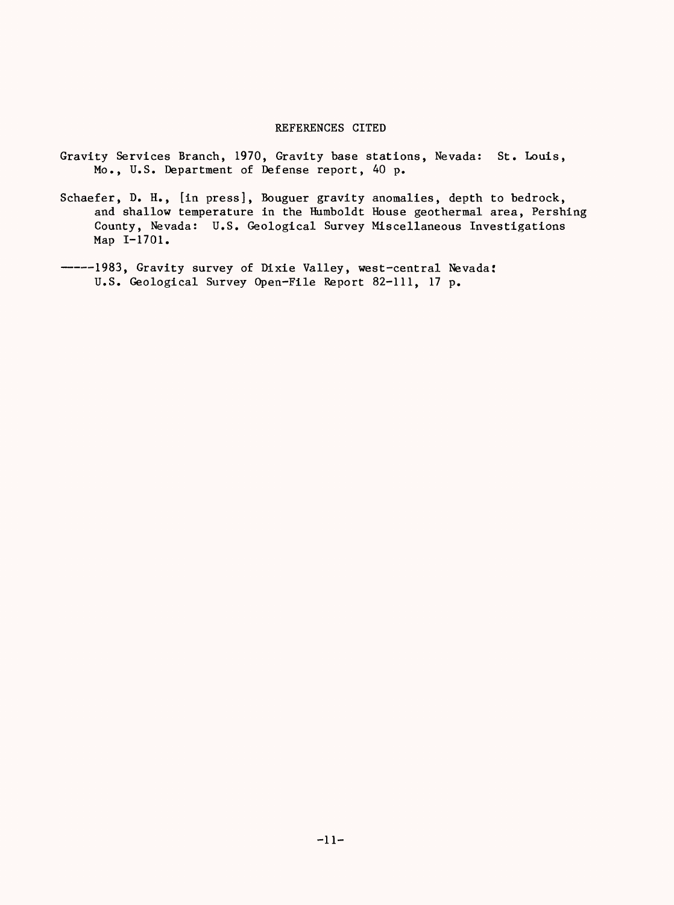# REFERENCES CITED

Gravity Services Branch, 1970, Gravity base stations, Nevada: St. Louis, Mo., U.S. Department of Defense report, 40 p.

Schaefer, D. H., [in press], Bouguer gravity anomalies, depth to bedrock, and shallow temperature in the Humboldt House geothermal area, Pershing County, Nevada: U.S. Geological Survey Miscellaneous Investigations Map I-1701.

-----1983, Gravity survey of Dixie Valley, west-central Nevada: U.S. Geological Survey Open-File Report 82-111, 17 p.